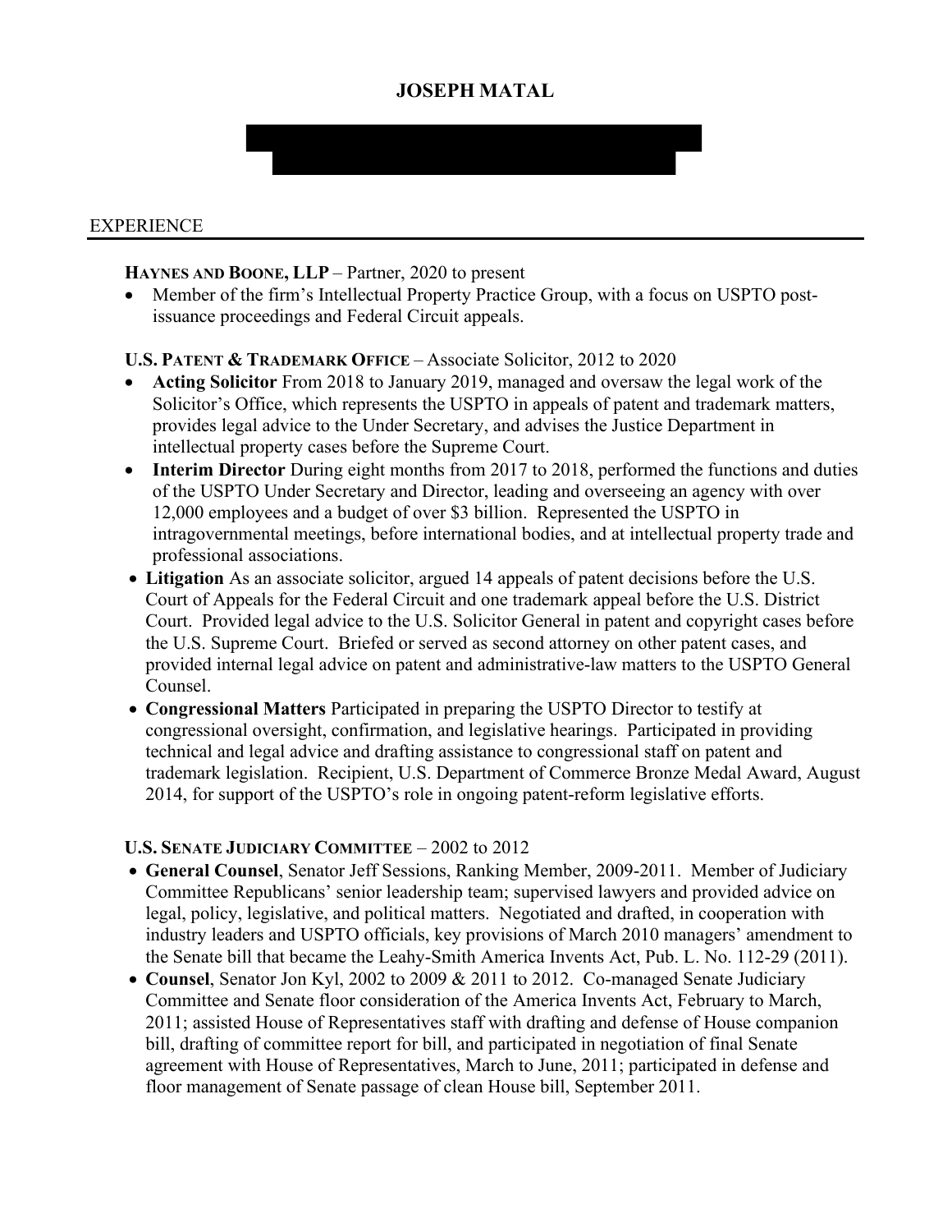# JOSEPH MATAL

## EXPERIENCE

**HAYNES AND BOONE, LLP** – Partner, 2020 to present

- Member of the firm's Intellectual Property Practice Group, with a focus on USPTO post-issuance proceedings and Federal Circuit appeals.

**U.S. PATENT & TRADEMARK OFFICE** – Associate Solicitor, 2012 to 2020

- **Acting Solicitor** From 2018 to January 2019, managed and oversaw the legal work of the Solicitor's Office, which represents the USPTO in appeals of patent and trademark matters, provides legal advice to the Under Secretary, and advises the Justice Department in intellectual property cases before the Supreme Court.
- **Interim Director** During eight months from 2017 to 2018, performed the functions and duties of the USPTO Under Secretary and Director, leading and overseeing an agency with over 12,000 employees and a budget of over $3 billion. Represented the USPTO in intragovernmental meetings, before international bodies, and at intellectual property trade and professional associations.
- **Litigation** As an associate solicitor, argued 14 appeals of patent decisions before the U.S. Court of Appeals for the Federal Circuit and one trademark appeal before the U.S. District Court. Provided legal advice to the U.S. Solicitor General in patent and copyright cases before the U.S. Supreme Court. Briefed or served as second attorney on other patent cases, and provided internal legal advice on patent and administrative-law matters to the USPTO General Counsel.
- **Congressional Matters** Participated in preparing the USPTO Director to testify at congressional oversight, confirmation, and legislative hearings. Participated in providing technical and legal advice and drafting assistance to congressional staff on patent and trademark legislation. Recipient, U.S. Department of Commerce Bronze Medal Award, August 2014, for support of the USPTO's role in ongoing patent-reform legislative efforts.

**U.S. SENATE JUDICIARY COMMITTEE** – 2002 to 2012

- **General Counsel**, Senator Jeff Sessions, Ranking Member, 2009-2011. Member of Judiciary Committee Republicans' senior leadership team; supervised lawyers and provided advice on legal, policy, legislative, and political matters. Negotiated and drafted, in cooperation with industry leaders and USPTO officials, key provisions of March 2010 managers' amendment to the Senate bill that became the Leahy-Smith America Invents Act, Pub. L. No. 112-29 (2011).
- **Counsel**, Senator Jon Kyl, 2002 to 2009 & 2011 to 2012. Co-managed Senate Judiciary Committee and Senate floor consideration of the America Invents Act, February to March, 2011; assisted House of Representatives staff with drafting and defense of House companion bill, drafting of committee report for bill, and participated in negotiation of final Senate agreement with House of Representatives, March to June, 2011; participated in defense and floor management of Senate passage of clean House bill, September 2011.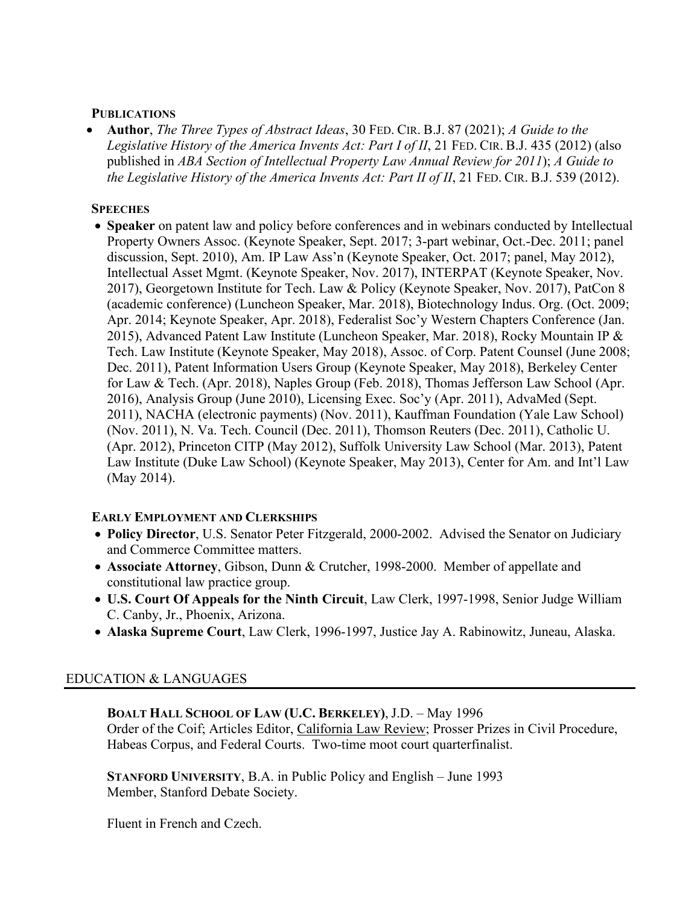### Publications

- **Author**, *The Three Types of Abstract Ideas*, 30 Fed. Cir. B.J. 87 (2021); *A Guide to the Legislative History of the America Invents Act: Part I of II*, 21 Fed. Cir. B.J. 435 (2012) (also published in *ABA Section of Intellectual Property Law Annual Review for 2011*); *A Guide to the Legislative History of the America Invents Act: Part II of II*, 21 Fed. Cir. B.J. 539 (2012).

### Speeches

- **Speaker** on patent law and policy before conferences and in webinars conducted by Intellectual Property Owners Assoc. (Keynote Speaker, Sept. 2017; 3-part webinar, Oct.-Dec. 2011; panel discussion, Sept. 2010), Am. IP Law Ass'n (Keynote Speaker, Oct. 2017; panel, May 2012), Intellectual Asset Mgmt. (Keynote Speaker, Nov. 2017), INTERPAT (Keynote Speaker, Nov. 2017), Georgetown Institute for Tech. Law & Policy (Keynote Speaker, Nov. 2017), PatCon 8 (academic conference) (Luncheon Speaker, Mar. 2018), Biotechnology Indus. Org. (Oct. 2009; Apr. 2014; Keynote Speaker, Apr. 2018), Federalist Soc'y Western Chapters Conference (Jan. 2015), Advanced Patent Law Institute (Luncheon Speaker, Mar. 2018), Rocky Mountain IP & Tech. Law Institute (Keynote Speaker, May 2018), Assoc. of Corp. Patent Counsel (June 2008; Dec. 2011), Patent Information Users Group (Keynote Speaker, May 2018), Berkeley Center for Law & Tech. (Apr. 2018), Naples Group (Feb. 2018), Thomas Jefferson Law School (Apr. 2016), Analysis Group (June 2010), Licensing Exec. Soc'y (Apr. 2011), AdvaMed (Sept. 2011), NACHA (electronic payments) (Nov. 2011), Kauffman Foundation (Yale Law School) (Nov. 2011), N. Va. Tech. Council (Dec. 2011), Thomson Reuters (Dec. 2011), Catholic U. (Apr. 2012), Princeton CITP (May 2012), Suffolk University Law School (Mar. 2013), Patent Law Institute (Duke Law School) (Keynote Speaker, May 2013), Center for Am. and Int'l Law (May 2014).

### Early Employment and Clerkships

- **Policy Director**, U.S. Senator Peter Fitzgerald, 2000-2002. Advised the Senator on Judiciary and Commerce Committee matters.
- **Associate Attorney**, Gibson, Dunn & Crutcher, 1998-2000. Member of appellate and constitutional law practice group.
- **U.S. Court Of Appeals for the Ninth Circuit**, Law Clerk, 1997-1998, Senior Judge William C. Canby, Jr., Phoenix, Arizona.
- **Alaska Supreme Court**, Law Clerk, 1996-1997, Justice Jay A. Rabinowitz, Juneau, Alaska.

## EDUCATION & LANGUAGES

**Boalt Hall School of Law (U.C. Berkeley)**, J.D. – May 1996
Order of the Coif; Articles Editor, California Law Review; Prosser Prizes in Civil Procedure, Habeas Corpus, and Federal Courts. Two-time moot court quarterfinalist.

**Stanford University**, B.A. in Public Policy and English – June 1993
Member, Stanford Debate Society.

Fluent in French and Czech.